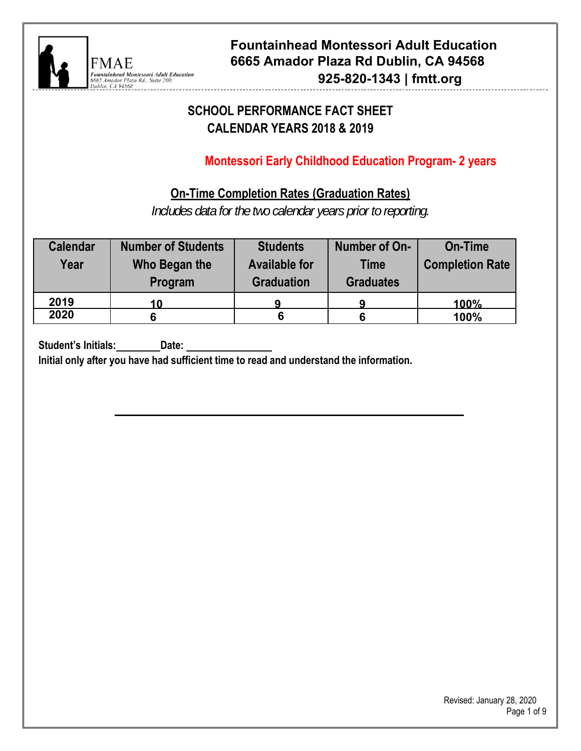FMAE
Fountainhead Montessori Adult Education
6665 Amador Plaza Rd., Suite 200,
Dublin, CA 94568

**Fountainhead Montessori Adult Education**
**6665 Amador Plaza Rd Dublin, CA 94568**
**925-820-1343 | fmtt.org**

# SCHOOL PERFORMANCE FACT SHEET
# CALENDAR YEARS 2018 & 2019

## Montessori Early Childhood Education Program- 2 years

### On-Time Completion Rates (Graduation Rates)

*Includes data for the two calendar years prior to reporting.*

| Calendar Year | Number of Students Who Began the Program | Students Available for Graduation | Number of On-Time Graduates | On-Time Completion Rate |
|---|---|---|---|---|
| 2019 | 10 | 9 | 9 | 100% |
| 2020 | 6 | 6 | 6 | 100% |

**Student's Initials:________ Date: ________________**

**Initial only after you have had sufficient time to read and understand the information.**

Revised: January 28, 2020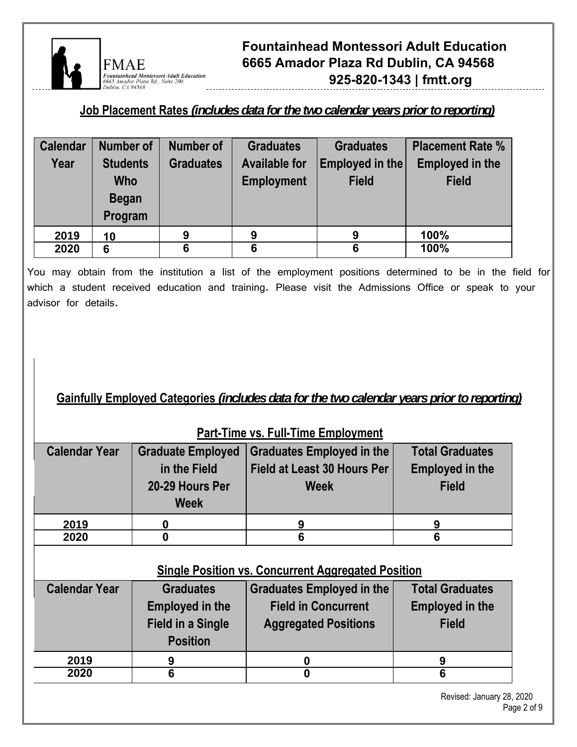**Fountainhead Montessori Adult Education**
**6665 Amador Plaza Rd Dublin, CA 94568**
**925-820-1343 | fmtt.org**

FMAE
Fountainhead Montessori Adult Education
6665 Amador Plaza Rd., Suite 200.
Dublin, CA 94568

## Job Placement Rates *(includes data for the two calendar years prior to reporting)*

| Calendar Year | Number of Students Who Began Program | Number of Graduates | Graduates Available for Employment | Graduates Employed in the Field | Placement Rate % Employed in the Field |
|---|---|---|---|---|---|
| 2019 | 10 | 9 | 9 | 9 | 100% |
| 2020 | 6 | 6 | 6 | 6 | 100% |

You may obtain from the institution a list of the employment positions determined to be in the field for which a student received education and training. Please visit the Admissions Office or speak to your advisor for details.

## Gainfully Employed Categories *(includes data for the two calendar years prior to reporting)*

### Part-Time vs. Full-Time Employment

| Calendar Year | Graduate Employed in the Field 20-29 Hours Per Week | Graduates Employed in the Field at Least 30 Hours Per Week | Total Graduates Employed in the Field |
|---|---|---|---|
| 2019 | 0 | 9 | 9 |
| 2020 | 0 | 6 | 6 |

### Single Position vs. Concurrent Aggregated Position

| Calendar Year | Graduates Employed in the Field in a Single Position | Graduates Employed in the Field in Concurrent Aggregated Positions | Total Graduates Employed in the Field |
|---|---|---|---|
| 2019 | 9 | 0 | 9 |
| 2020 | 6 | 0 | 6 |

Revised: January 28, 2020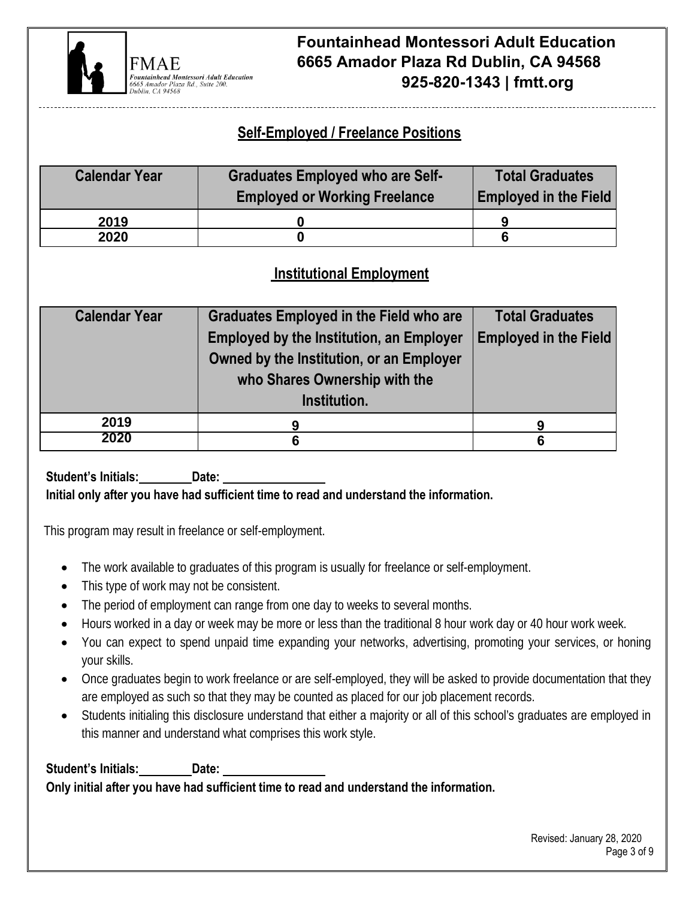**Fountainhead Montessori Adult Education**
**6665 Amador Plaza Rd Dublin, CA 94568**
**925-820-1343 | fmtt.org**

FMAE
Fountainhead Montessori Adult Education
6665 Amador Plaza Rd., Suite 200.
Dublin, CA 94568

## Self-Employed / Freelance Positions

| Calendar Year | Graduates Employed who are Self-Employed or Working Freelance | Total Graduates Employed in the Field |
|---|---|---|
| 2019 | 0 | 9 |
| 2020 | 0 | 6 |

## Institutional Employment

| Calendar Year | Graduates Employed in the Field who are Employed by the Institution, an Employer Owned by the Institution, or an Employer who Shares Ownership with the Institution. | Total Graduates Employed in the Field |
|---|---|---|
| 2019 | 9 | 9 |
| 2020 | 6 | 6 |

**Student's Initials:\_\_\_\_\_\_\_\_ Date: \_\_\_\_\_\_\_\_\_\_\_\_\_\_\_\_**

**Initial only after you have had sufficient time to read and understand the information.**

This program may result in freelance or self-employment.

- The work available to graduates of this program is usually for freelance or self-employment.
- This type of work may not be consistent.
- The period of employment can range from one day to weeks to several months.
- Hours worked in a day or week may be more or less than the traditional 8 hour work day or 40 hour work week.
- You can expect to spend unpaid time expanding your networks, advertising, promoting your services, or honing your skills.
- Once graduates begin to work freelance or are self-employed, they will be asked to provide documentation that they are employed as such so that they may be counted as placed for our job placement records.
- Students initialing this disclosure understand that either a majority or all of this school's graduates are employed in this manner and understand what comprises this work style.

**Student's Initials:\_\_\_\_\_\_\_\_ Date: \_\_\_\_\_\_\_\_\_\_\_\_\_\_\_\_**

**Only initial after you have had sufficient time to read and understand the information.**

Revised: January 28, 2020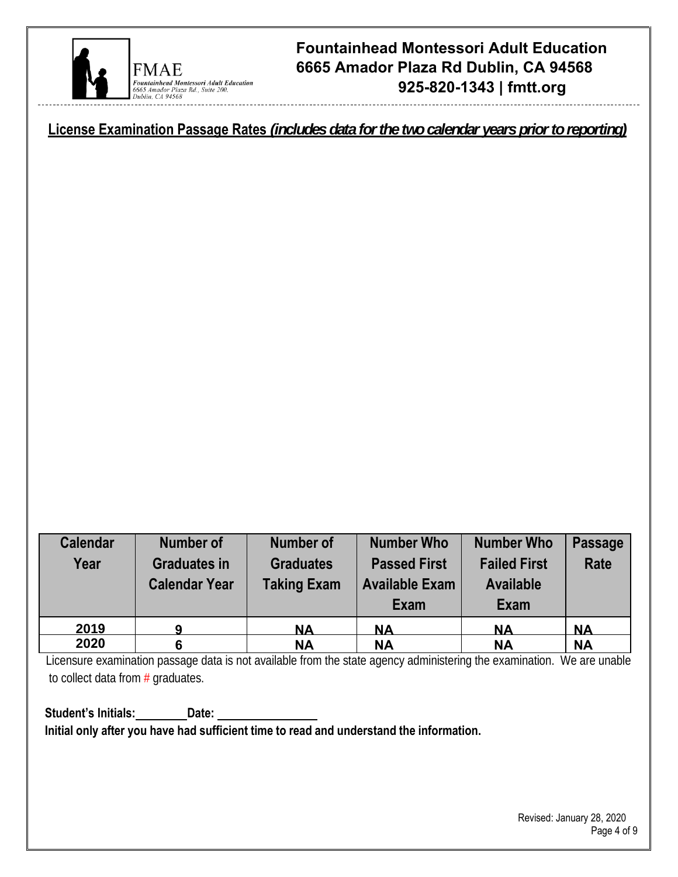**Fountainhead Montessori Adult Education**
**6665 Amador Plaza Rd Dublin, CA 94568**
**925-820-1343 | fmtt.org**

## License Examination Passage Rates *(includes data for the two calendar years prior to reporting)*

| Calendar Year | Number of Graduates in Calendar Year | Number of Graduates Taking Exam | Number Who Passed First Available Exam | Number Who Failed First Available Exam | Passage Rate |
|---|---|---|---|---|---|
| 2019 | 9 | NA | NA | NA | NA |
| 2020 | 6 | NA | NA | NA | NA |

Licensure examination passage data is not available from the state agency administering the examination. We are unable to collect data from # graduates.

**Student's Initials:\_\_\_\_\_\_\_\_ Date: \_\_\_\_\_\_\_\_\_\_\_\_\_\_\_\_**

**Initial only after you have had sufficient time to read and understand the information.**

Revised: January 28, 2020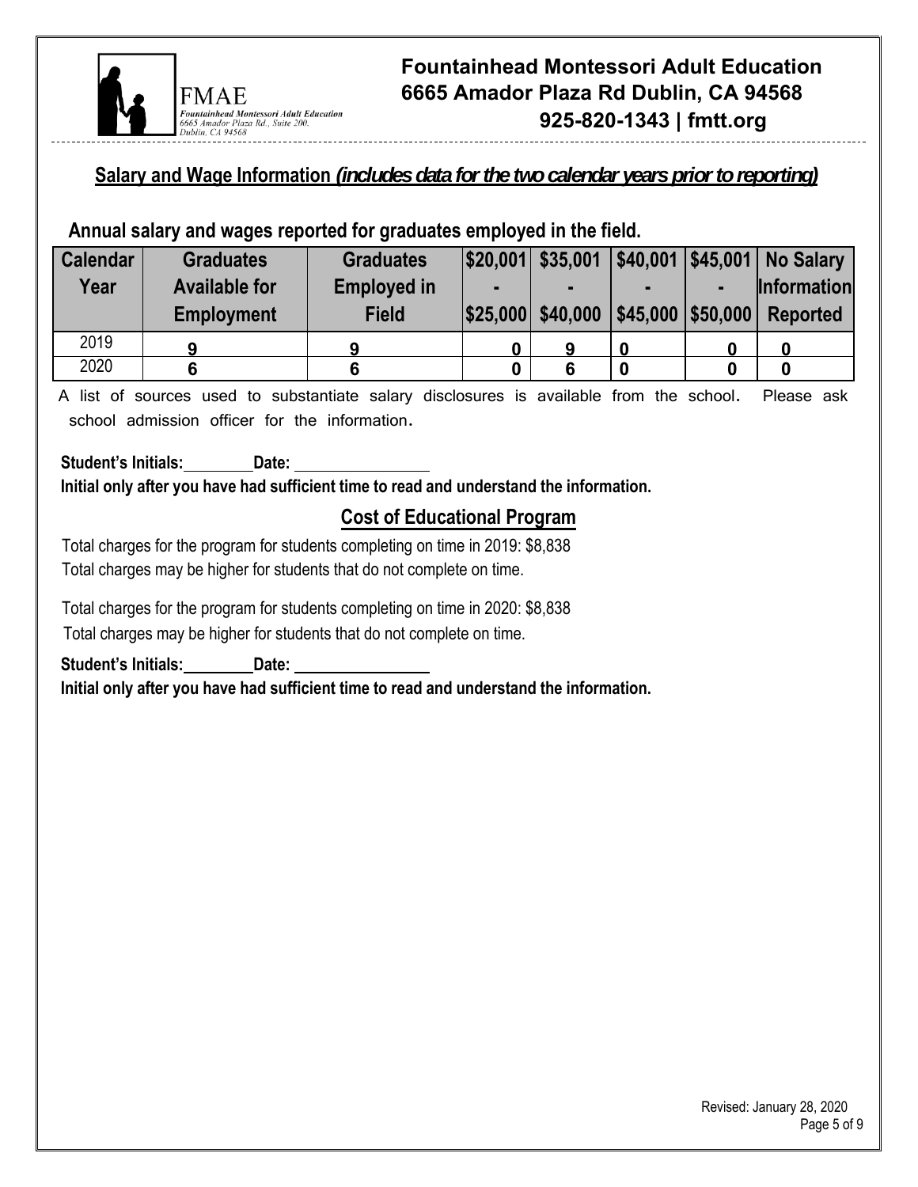**Fountainhead Montessori Adult Education**
**6665 Amador Plaza Rd Dublin, CA 94568**
**925-820-1343 | fmtt.org**

## Salary and Wage Information *(includes data for the two calendar years prior to reporting)*

**Annual salary and wages reported for graduates employed in the field.**

| Calendar Year | Graduates Available for Employment | Graduates Employed in Field | \$20,001 - \$25,000 | \$35,001 - \$40,000 | \$40,001 - \$45,000 | \$45,001 - \$50,000 | No Salary Information Reported |
|---|---|---|---|---|---|---|---|
| 2019 | 9 | 9 | 0 | 9 | 0 | 0 | 0 |
| 2020 | 6 | 6 | 0 | 6 | 0 | 0 | 0 |

A list of sources used to substantiate salary disclosures is available from the school. Please ask school admission officer for the information.

**Student's Initials:________ Date: ________________**
**Initial only after you have had sufficient time to read and understand the information.**

## Cost of Educational Program

Total charges for the program for students completing on time in 2019: $8,838
Total charges may be higher for students that do not complete on time.

Total charges for the program for students completing on time in 2020: $8,838
Total charges may be higher for students that do not complete on time.

**Student's Initials:________ Date: ________________**
**Initial only after you have had sufficient time to read and understand the information.**

Revised: January 28, 2020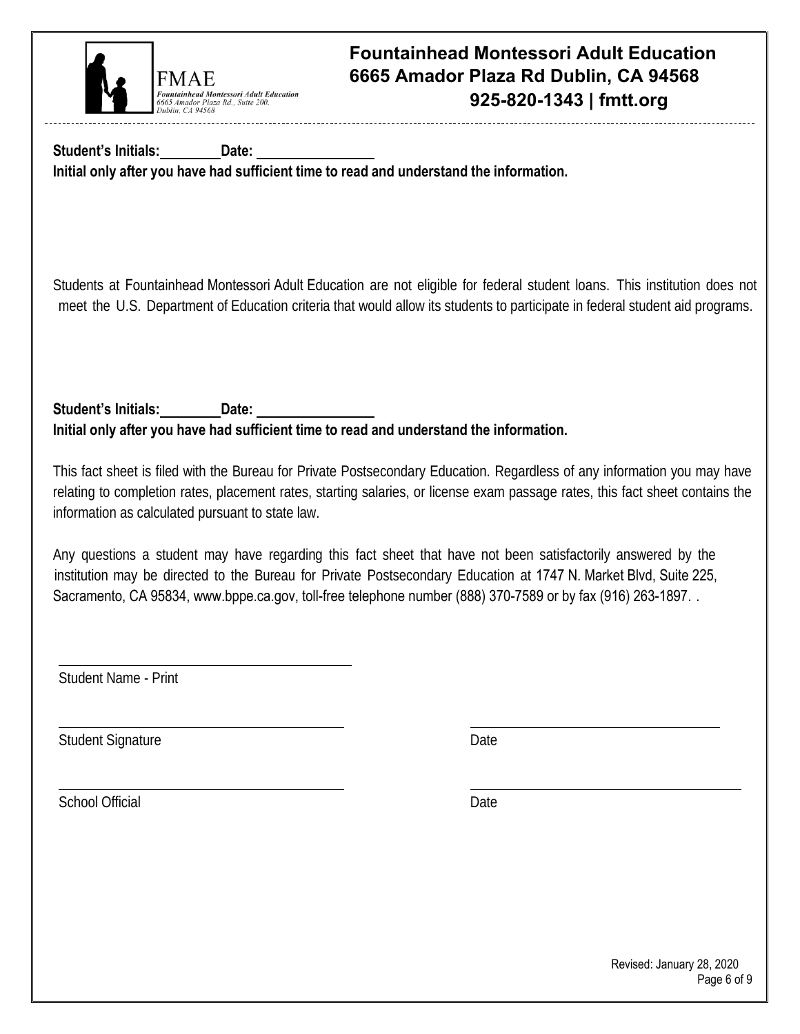**Student's Initials:\_\_\_\_\_\_\_\_ Date: \_\_\_\_\_\_\_\_\_\_\_\_\_\_\_\_**

**Initial only after you have had sufficient time to read and understand the information.**

Students at Fountainhead Montessori Adult Education are not eligible for federal student loans. This institution does not meet the U.S. Department of Education criteria that would allow its students to participate in federal student aid programs.

**Student's Initials:\_\_\_\_\_\_\_\_ Date: \_\_\_\_\_\_\_\_\_\_\_\_\_\_\_\_**

**Initial only after you have had sufficient time to read and understand the information.**

This fact sheet is filed with the Bureau for Private Postsecondary Education. Regardless of any information you may have relating to completion rates, placement rates, starting salaries, or license exam passage rates, this fact sheet contains the information as calculated pursuant to state law.

Any questions a student may have regarding this fact sheet that have not been satisfactorily answered by the institution may be directed to the Bureau for Private Postsecondary Education at 1747 N. Market Blvd, Suite 225, Sacramento, CA 95834, www.bppe.ca.gov, toll-free telephone number (888) 370-7589 or by fax (916) 263-1897. .

\_\_\_\_\_\_\_\_\_\_\_\_\_\_\_\_\_\_\_\_\_\_\_\_\_\_\_\_\_\_\_\_\_\_\_\_\_\_

Student Name - Print

\_\_\_\_\_\_\_\_\_\_\_\_\_\_\_\_\_\_\_\_\_\_\_\_\_\_\_\_\_\_\_\_\_\_\_\_\_\_ \_\_\_\_\_\_\_\_\_\_\_\_\_\_\_\_\_\_\_\_\_\_\_\_\_\_\_\_\_\_\_\_\_\_

Student Signature Date

\_\_\_\_\_\_\_\_\_\_\_\_\_\_\_\_\_\_\_\_\_\_\_\_\_\_\_\_\_\_\_\_\_\_\_\_\_\_ \_\_\_\_\_\_\_\_\_\_\_\_\_\_\_\_\_\_\_\_\_\_\_\_\_\_\_\_\_\_\_\_\_\_

School Official Date

Revised: January 28, 2020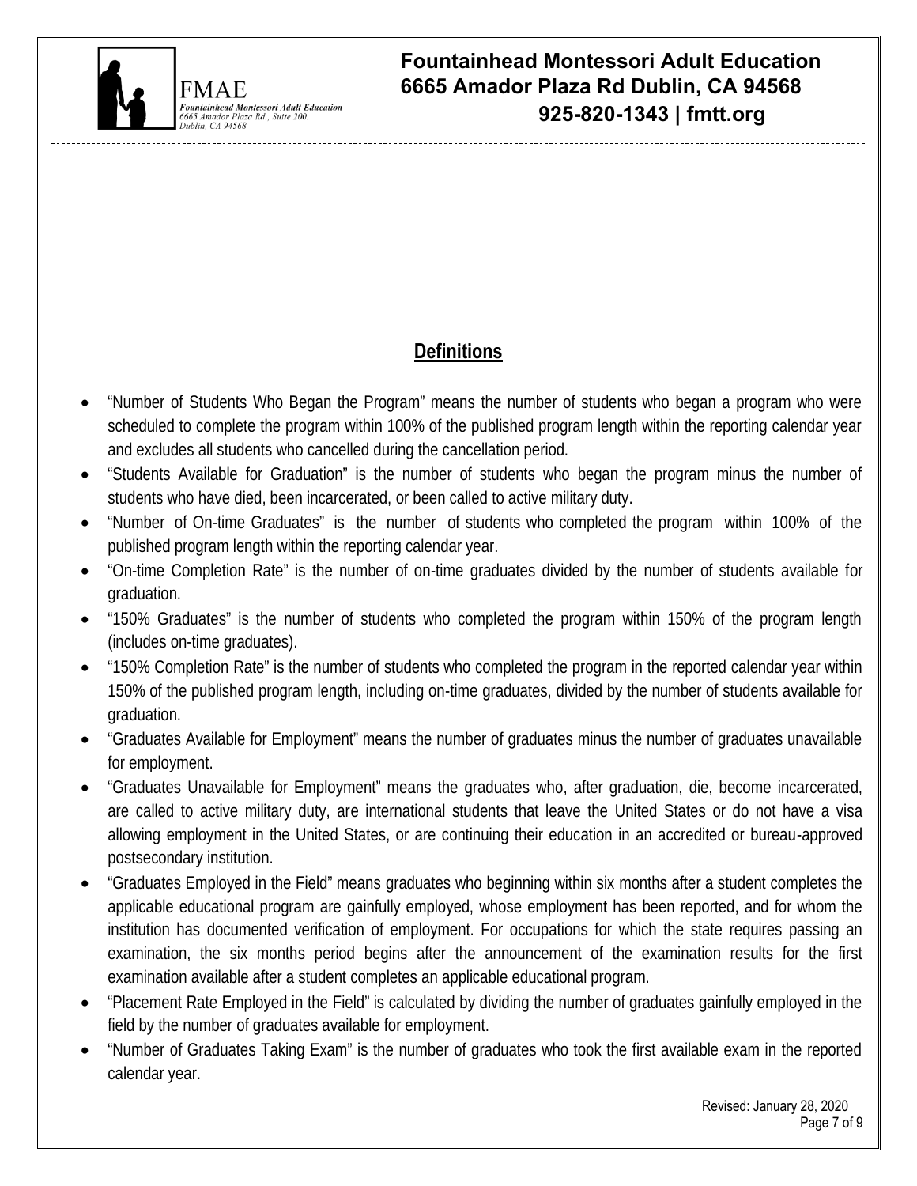## Definitions

- "Number of Students Who Began the Program" means the number of students who began a program who were scheduled to complete the program within 100% of the published program length within the reporting calendar year and excludes all students who cancelled during the cancellation period.
- "Students Available for Graduation" is the number of students who began the program minus the number of students who have died, been incarcerated, or been called to active military duty.
- "Number of On-time Graduates" is the number of students who completed the program within 100% of the published program length within the reporting calendar year.
- "On-time Completion Rate" is the number of on-time graduates divided by the number of students available for graduation.
- "150% Graduates" is the number of students who completed the program within 150% of the program length (includes on-time graduates).
- "150% Completion Rate" is the number of students who completed the program in the reported calendar year within 150% of the published program length, including on-time graduates, divided by the number of students available for graduation.
- "Graduates Available for Employment" means the number of graduates minus the number of graduates unavailable for employment.
- "Graduates Unavailable for Employment" means the graduates who, after graduation, die, become incarcerated, are called to active military duty, are international students that leave the United States or do not have a visa allowing employment in the United States, or are continuing their education in an accredited or bureau-approved postsecondary institution.
- "Graduates Employed in the Field" means graduates who beginning within six months after a student completes the applicable educational program are gainfully employed, whose employment has been reported, and for whom the institution has documented verification of employment. For occupations for which the state requires passing an examination, the six months period begins after the announcement of the examination results for the first examination available after a student completes an applicable educational program.
- "Placement Rate Employed in the Field" is calculated by dividing the number of graduates gainfully employed in the field by the number of graduates available for employment.
- "Number of Graduates Taking Exam" is the number of graduates who took the first available exam in the reported calendar year.

Revised: January 28, 2020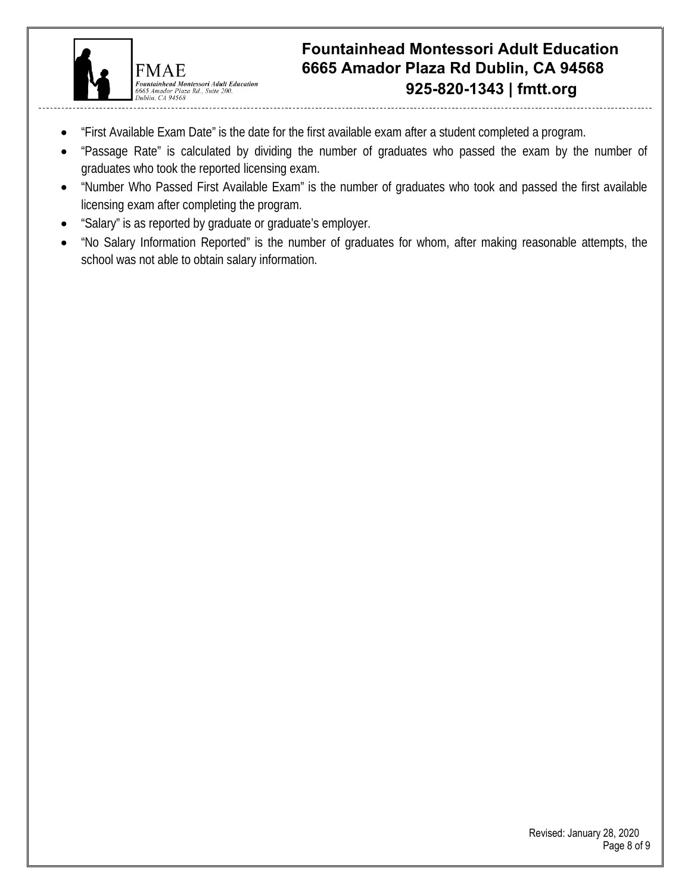- "First Available Exam Date" is the date for the first available exam after a student completed a program.
- "Passage Rate" is calculated by dividing the number of graduates who passed the exam by the number of graduates who took the reported licensing exam.
- "Number Who Passed First Available Exam" is the number of graduates who took and passed the first available licensing exam after completing the program.
- "Salary" is as reported by graduate or graduate's employer.
- "No Salary Information Reported" is the number of graduates for whom, after making reasonable attempts, the school was not able to obtain salary information.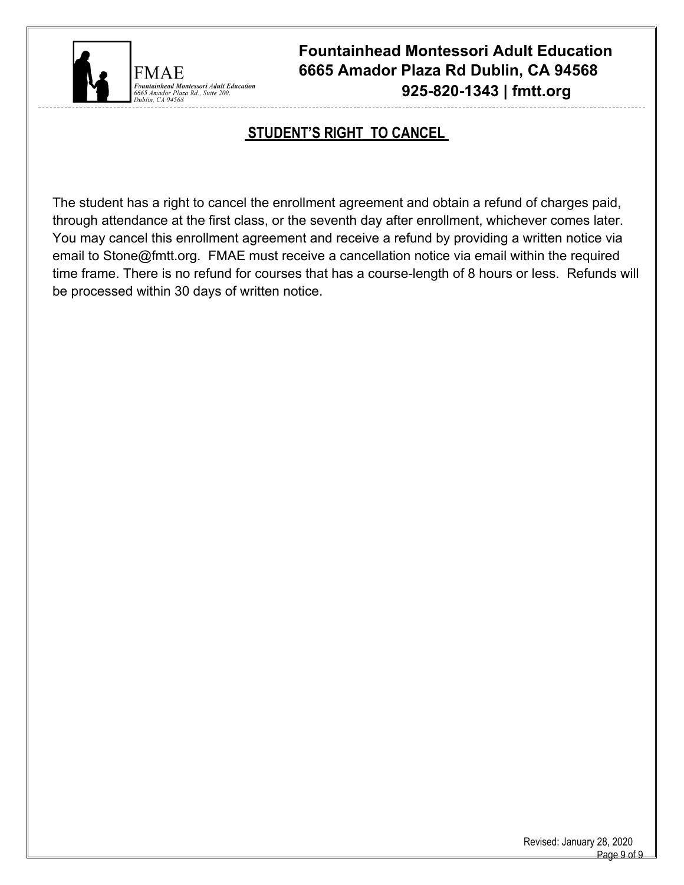**Fountainhead Montessori Adult Education**
**6665 Amador Plaza Rd Dublin, CA 94568**
**925-820-1343 | fmtt.org**

## STUDENT'S RIGHT TO CANCEL

The student has a right to cancel the enrollment agreement and obtain a refund of charges paid, through attendance at the first class, or the seventh day after enrollment, whichever comes later. You may cancel this enrollment agreement and receive a refund by providing a written notice via email to Stone@fmtt.org. FMAE must receive a cancellation notice via email within the required time frame. There is no refund for courses that has a course-length of 8 hours or less. Refunds will be processed within 30 days of written notice.

Revised: January 28, 2020